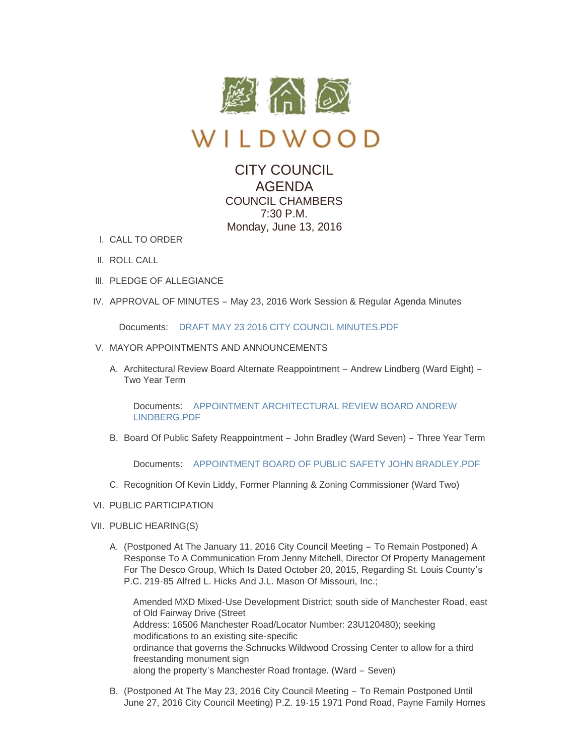# WILDWOOD

## CITY COUNCIL AGENDA

COUNCIL CHAMBERS
7:30 P.M.
Monday, June 13, 2016

I. CALL TO ORDER

II. ROLL CALL

III. PLEDGE OF ALLEGIANCE

IV. APPROVAL OF MINUTES – May 23, 2016 Work Session & Regular Agenda Minutes

   Documents: DRAFT MAY 23 2016 CITY COUNCIL MINUTES.PDF

V. MAYOR APPOINTMENTS AND ANNOUNCEMENTS

   A. Architectural Review Board Alternate Reappointment – Andrew Lindberg (Ward Eight) – Two Year Term

      Documents: APPOINTMENT ARCHITECTURAL REVIEW BOARD ANDREW LINDBERG.PDF

   B. Board Of Public Safety Reappointment – John Bradley (Ward Seven) – Three Year Term

      Documents: APPOINTMENT BOARD OF PUBLIC SAFETY JOHN BRADLEY.PDF

   C. Recognition Of Kevin Liddy, Former Planning & Zoning Commissioner (Ward Two)

VI. PUBLIC PARTICIPATION

VII. PUBLIC HEARING(S)

   A. (Postponed At The January 11, 2016 City Council Meeting – To Remain Postponed) A Response To A Communication From Jenny Mitchell, Director Of Property Management For The Desco Group, Which Is Dated October 20, 2015, Regarding St. Louis County's P.C. 219-85 Alfred L. Hicks And J.L. Mason Of Missouri, Inc.;

      Amended MXD Mixed-Use Development District; south side of Manchester Road, east of Old Fairway Drive (Street
      Address: 16506 Manchester Road/Locator Number: 23U120480); seeking modifications to an existing site-specific
      ordinance that governs the Schnucks Wildwood Crossing Center to allow for a third freestanding monument sign
      along the property's Manchester Road frontage. (Ward – Seven)

   B. (Postponed At The May 23, 2016 City Council Meeting – To Remain Postponed Until June 27, 2016 City Council Meeting) P.Z. 19-15 1971 Pond Road, Payne Family Homes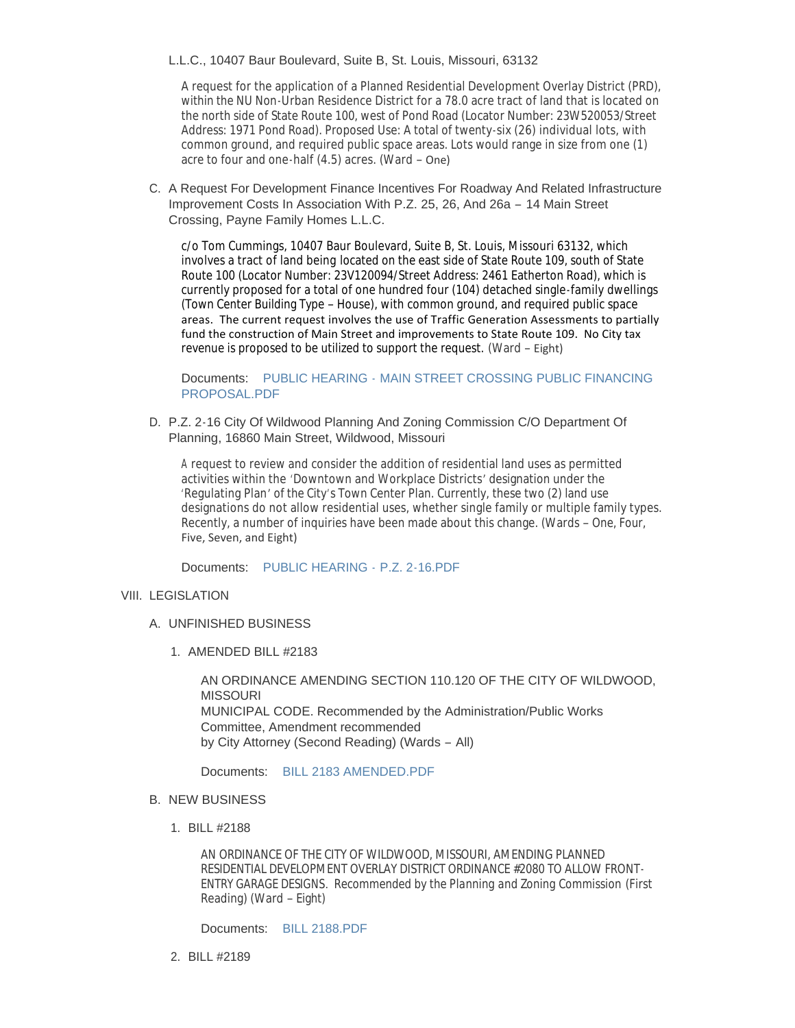L.L.C., 10407 Baur Boulevard, Suite B, St. Louis, Missouri, 63132

A request for the application of a Planned Residential Development Overlay District (PRD), within the NU Non-Urban Residence District for a 78.0 acre tract of land that is located on the north side of State Route 100, west of Pond Road (Locator Number: 23W520053/Street Address: 1971 Pond Road). Proposed Use: A total of twenty-six (26) individual lots, with common ground, and required public space areas. Lots would range in size from one (1) acre to four and one-half (4.5) acres. (Ward – One)

C. A Request For Development Finance Incentives For Roadway And Related Infrastructure Improvement Costs In Association With P.Z. 25, 26, And 26a – 14 Main Street Crossing, Payne Family Homes L.L.C.

c/o Tom Cummings, 10407 Baur Boulevard, Suite B, St. Louis, Missouri 63132, which involves a tract of land being located on the east side of State Route 109, south of State Route 100 (Locator Number: 23V120094/Street Address: 2461 Eatherton Road), which is currently proposed for a total of one hundred four (104) detached single-family dwellings (Town Center Building Type – House), with common ground, and required public space areas. The current request involves the use of Traffic Generation Assessments to partially fund the construction of Main Street and improvements to State Route 109. No City tax revenue is proposed to be utilized to support the request. (Ward – Eight)

Documents: PUBLIC HEARING - MAIN STREET CROSSING PUBLIC FINANCING PROPOSAL.PDF

D. P.Z. 2-16 City Of Wildwood Planning And Zoning Commission C/O Department Of Planning, 16860 Main Street, Wildwood, Missouri

A request to review and consider the addition of residential land uses as permitted activities within the 'Downtown and Workplace Districts' designation under the 'Regulating Plan' of the City's Town Center Plan. Currently, these two (2) land use designations do not allow residential uses, whether single family or multiple family types. Recently, a number of inquiries have been made about this change. (Wards – One, Four, Five, Seven, and Eight)

Documents: PUBLIC HEARING - P.Z. 2-16.PDF

VIII. LEGISLATION

A. UNFINISHED BUSINESS

1. AMENDED BILL #2183

AN ORDINANCE AMENDING SECTION 110.120 OF THE CITY OF WILDWOOD, MISSOURI
MUNICIPAL CODE. Recommended by the Administration/Public Works Committee, Amendment recommended
by City Attorney (Second Reading) (Wards – All)

Documents: BILL 2183 AMENDED.PDF

B. NEW BUSINESS

1. BILL #2188

AN ORDINANCE OF THE CITY OF WILDWOOD, MISSOURI, AMENDING PLANNED RESIDENTIAL DEVELOPMENT OVERLAY DISTRICT ORDINANCE #2080 TO ALLOW FRONT-ENTRY GARAGE DESIGNS. Recommended by the Planning and Zoning Commission (First Reading) (Ward – Eight)

Documents: BILL 2188.PDF

2. BILL #2189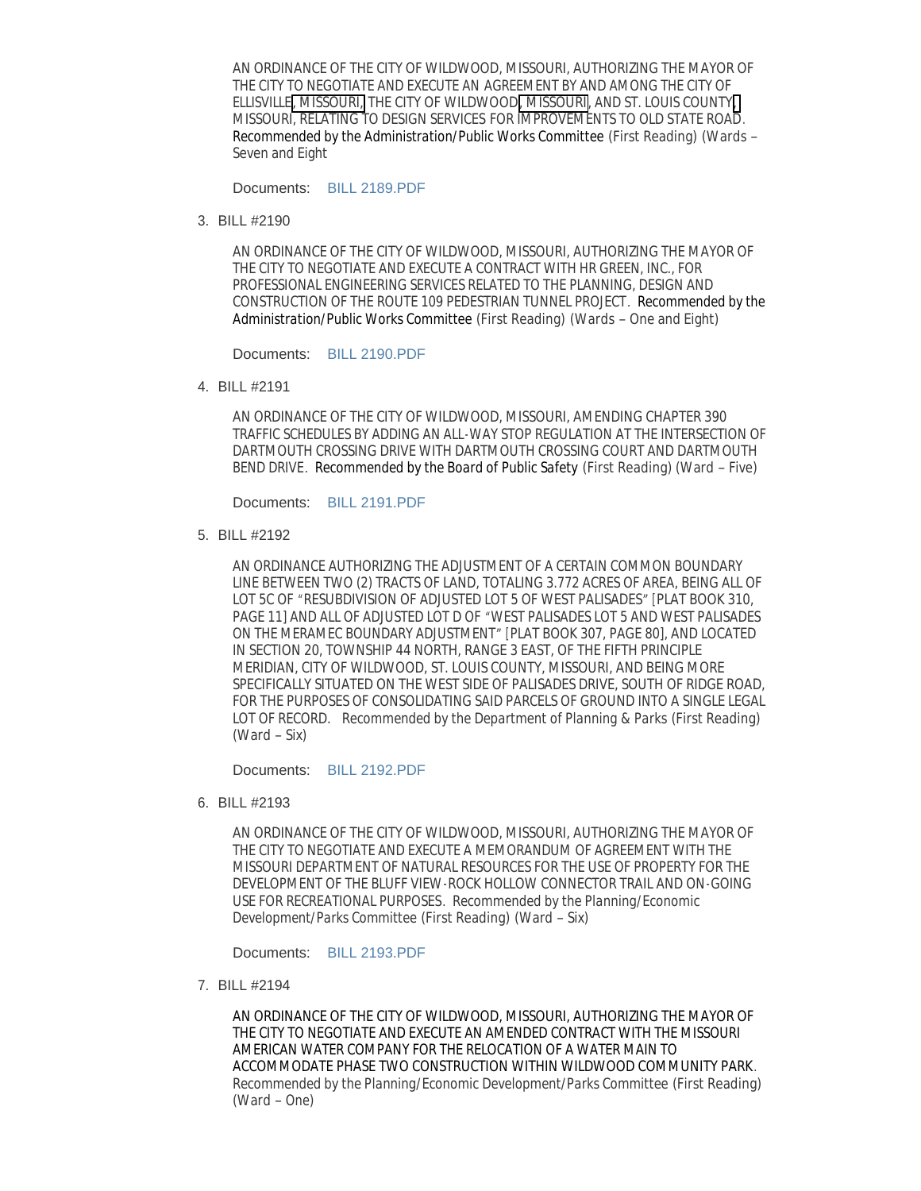AN ORDINANCE OF THE CITY OF WILDWOOD, MISSOURI, AUTHORIZING THE MAYOR OF THE CITY TO NEGOTIATE AND EXECUTE AN AGREEMENT BY AND AMONG THE CITY OF ELLISVILLE, MISSOURI, THE CITY OF WILDWOOD, MISSOURI, AND ST. LOUIS COUNTY, MISSOURI, RELATING TO DESIGN SERVICES FOR IMPROVEMENTS TO OLD STATE ROAD. Recommended by the Administration/Public Works Committee (First Reading) (Wards – Seven and Eight

Documents: BILL 2189.PDF

3. BILL #2190

AN ORDINANCE OF THE CITY OF WILDWOOD, MISSOURI, AUTHORIZING THE MAYOR OF THE CITY TO NEGOTIATE AND EXECUTE A CONTRACT WITH HR GREEN, INC., FOR PROFESSIONAL ENGINEERING SERVICES RELATED TO THE PLANNING, DESIGN AND CONSTRUCTION OF THE ROUTE 109 PEDESTRIAN TUNNEL PROJECT. Recommended by the Administration/Public Works Committee (First Reading) (Wards – One and Eight)

Documents: BILL 2190.PDF

4. BILL #2191

AN ORDINANCE OF THE CITY OF WILDWOOD, MISSOURI, AMENDING CHAPTER 390 TRAFFIC SCHEDULES BY ADDING AN ALL-WAY STOP REGULATION AT THE INTERSECTION OF DARTMOUTH CROSSING DRIVE WITH DARTMOUTH CROSSING COURT AND DARTMOUTH BEND DRIVE. Recommended by the Board of Public Safety (First Reading) (Ward – Five)

Documents: BILL 2191.PDF

5. BILL #2192

AN ORDINANCE AUTHORIZING THE ADJUSTMENT OF A CERTAIN COMMON BOUNDARY LINE BETWEEN TWO (2) TRACTS OF LAND, TOTALING 3.772 ACRES OF AREA, BEING ALL OF LOT 5C OF "RESUBDIVISION OF ADJUSTED LOT 5 OF WEST PALISADES" [PLAT BOOK 310, PAGE 11] AND ALL OF ADJUSTED LOT D OF "WEST PALISADES LOT 5 AND WEST PALISADES ON THE MERAMEC BOUNDARY ADJUSTMENT" [PLAT BOOK 307, PAGE 80], AND LOCATED IN SECTION 20, TOWNSHIP 44 NORTH, RANGE 3 EAST, OF THE FIFTH PRINCIPLE MERIDIAN, CITY OF WILDWOOD, ST. LOUIS COUNTY, MISSOURI, AND BEING MORE SPECIFICALLY SITUATED ON THE WEST SIDE OF PALISADES DRIVE, SOUTH OF RIDGE ROAD, FOR THE PURPOSES OF CONSOLIDATING SAID PARCELS OF GROUND INTO A SINGLE LEGAL LOT OF RECORD. Recommended by the Department of Planning & Parks (First Reading) (Ward – Six)

Documents: BILL 2192.PDF

6. BILL #2193

AN ORDINANCE OF THE CITY OF WILDWOOD, MISSOURI, AUTHORIZING THE MAYOR OF THE CITY TO NEGOTIATE AND EXECUTE A MEMORANDUM OF AGREEMENT WITH THE MISSOURI DEPARTMENT OF NATURAL RESOURCES FOR THE USE OF PROPERTY FOR THE DEVELOPMENT OF THE BLUFF VIEW-ROCK HOLLOW CONNECTOR TRAIL AND ON-GOING USE FOR RECREATIONAL PURPOSES. Recommended by the Planning/Economic Development/Parks Committee (First Reading) (Ward – Six)

Documents: BILL 2193.PDF

7. BILL #2194

AN ORDINANCE OF THE CITY OF WILDWOOD, MISSOURI, AUTHORIZING THE MAYOR OF THE CITY TO NEGOTIATE AND EXECUTE AN AMENDED CONTRACT WITH THE MISSOURI AMERICAN WATER COMPANY FOR THE RELOCATION OF A WATER MAIN TO ACCOMMODATE PHASE TWO CONSTRUCTION WITHIN WILDWOOD COMMUNITY PARK. Recommended by the Planning/Economic Development/Parks Committee (First Reading) (Ward – One)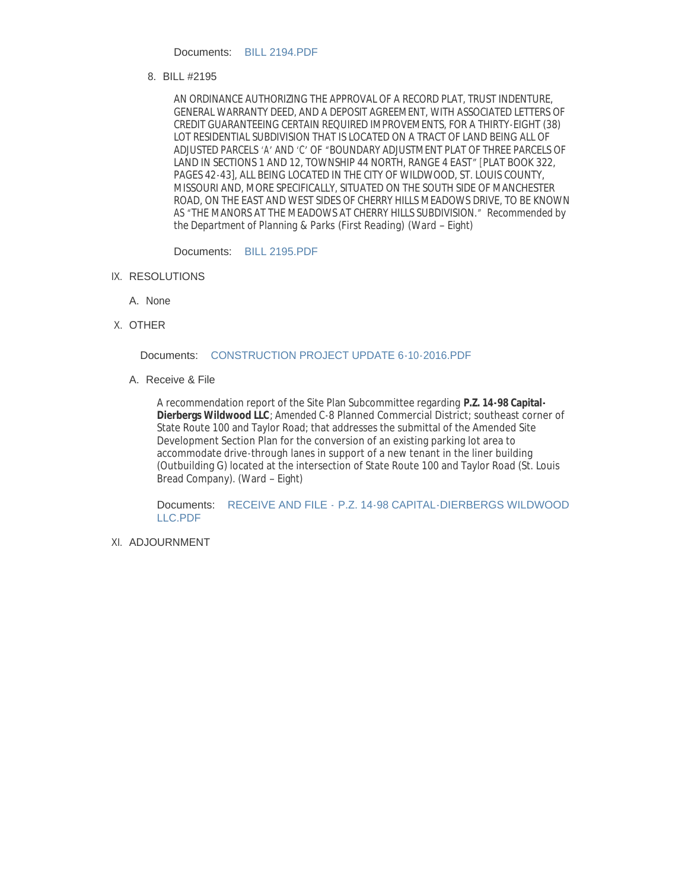Documents: BILL 2194.PDF

8. BILL #2195

AN ORDINANCE AUTHORIZING THE APPROVAL OF A RECORD PLAT, TRUST INDENTURE, GENERAL WARRANTY DEED, AND A DEPOSIT AGREEMENT, WITH ASSOCIATED LETTERS OF CREDIT GUARANTEEING CERTAIN REQUIRED IMPROVEMENTS, FOR A THIRTY-EIGHT (38) LOT RESIDENTIAL SUBDIVISION THAT IS LOCATED ON A TRACT OF LAND BEING ALL OF ADJUSTED PARCELS 'A' AND 'C' OF "BOUNDARY ADJUSTMENT PLAT OF THREE PARCELS OF LAND IN SECTIONS 1 AND 12, TOWNSHIP 44 NORTH, RANGE 4 EAST" [PLAT BOOK 322, PAGES 42-43], ALL BEING LOCATED IN THE CITY OF WILDWOOD, ST. LOUIS COUNTY, MISSOURI AND, MORE SPECIFICALLY, SITUATED ON THE SOUTH SIDE OF MANCHESTER ROAD, ON THE EAST AND WEST SIDES OF CHERRY HILLS MEADOWS DRIVE, TO BE KNOWN AS "THE MANORS AT THE MEADOWS AT CHERRY HILLS SUBDIVISION." Recommended by the Department of Planning & Parks (First Reading) (Ward – Eight)

Documents: BILL 2195.PDF

IX. RESOLUTIONS

A. None

X. OTHER

Documents: CONSTRUCTION PROJECT UPDATE 6-10-2016.PDF

A. Receive & File

A recommendation report of the Site Plan Subcommittee regarding **P.Z. 14-98 Capital-Dierbergs Wildwood LLC**; Amended C-8 Planned Commercial District; southeast corner of State Route 100 and Taylor Road; that addresses the submittal of the Amended Site Development Section Plan for the conversion of an existing parking lot area to accommodate drive-through lanes in support of a new tenant in the liner building (Outbuilding G) located at the intersection of State Route 100 and Taylor Road (St. Louis Bread Company). (Ward – Eight)

Documents: RECEIVE AND FILE - P.Z. 14-98 CAPITAL-DIERBERGS WILDWOOD LLC.PDF

XI. ADJOURNMENT